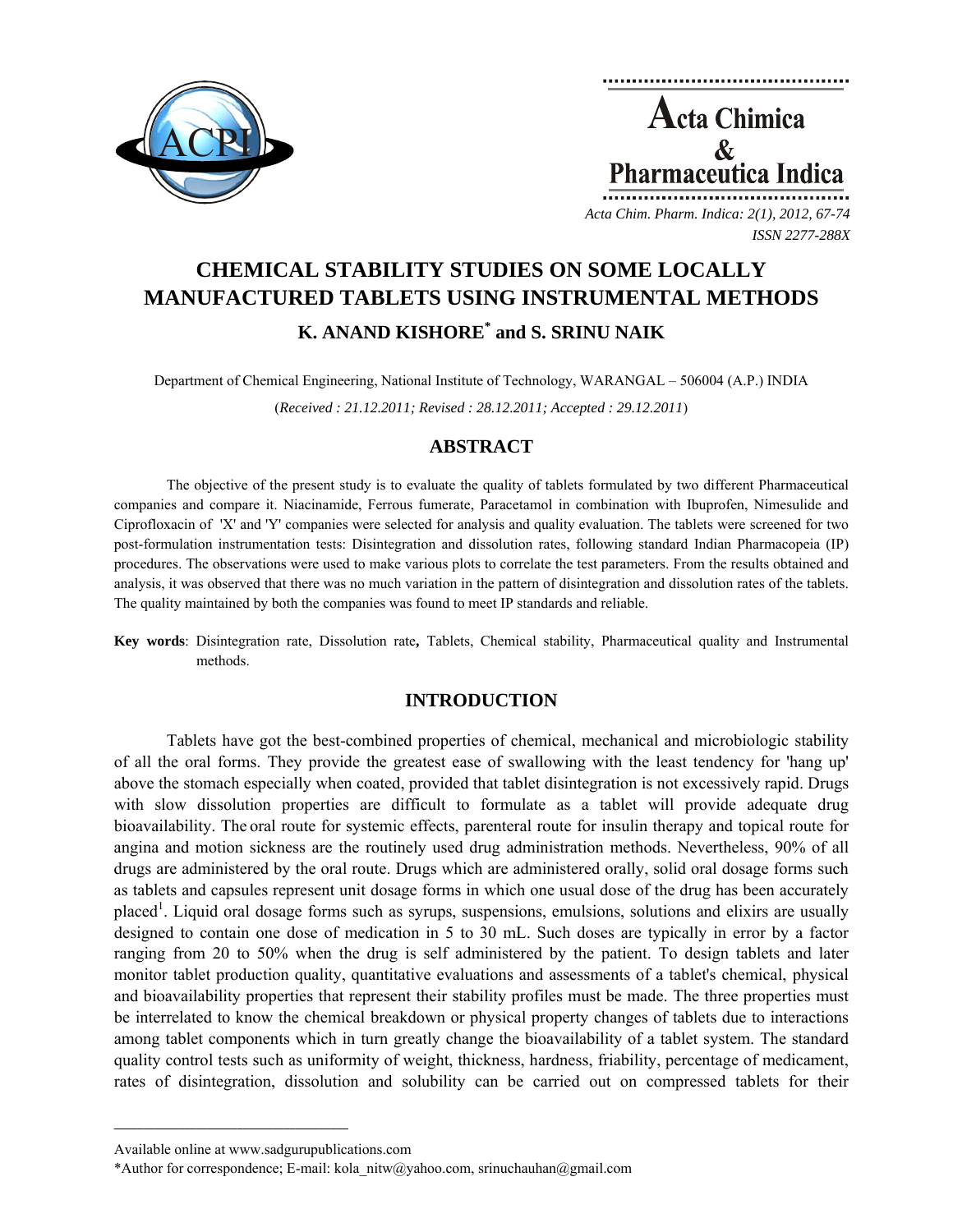# CHEMICAL STABILITY STUDIES ON SOME LOCALLY MANUFACTURED TABLETS USING INSTRUMENTAL METHODS

**K. ANAND KISHORE* and S. SRINU NAIK**

Department of Chemical Engineering, National Institute of Technology, WARANGAL – 506004 (A.P.) INDIA

(*Received : 21.12.2011; Revised : 28.12.2011; Accepted : 29.12.2011*)

## ABSTRACT

The objective of the present study is to evaluate the quality of tablets formulated by two different Pharmaceutical companies and compare it. Niacinamide, Ferrous fumerate, Paracetamol in combination with Ibuprofen, Nimesulide and Ciprofloxacin of 'X' and 'Y' companies were selected for analysis and quality evaluation. The tablets were screened for two post-formulation instrumentation tests: Disintegration and dissolution rates, following standard Indian Pharmacopeia (IP) procedures. The observations were used to make various plots to correlate the test parameters. From the results obtained and analysis, it was observed that there was no much variation in the pattern of disintegration and dissolution rates of the tablets. The quality maintained by both the companies was found to meet IP standards and reliable.

**Key words**: Disintegration rate, Dissolution rate**,** Tablets, Chemical stability, Pharmaceutical quality and Instrumental methods.

## INTRODUCTION

Tablets have got the best-combined properties of chemical, mechanical and microbiologic stability of all the oral forms. They provide the greatest ease of swallowing with the least tendency for 'hang up' above the stomach especially when coated, provided that tablet disintegration is not excessively rapid. Drugs with slow dissolution properties are difficult to formulate as a tablet will provide adequate drug bioavailability. The oral route for systemic effects, parenteral route for insulin therapy and topical route for angina and motion sickness are the routinely used drug administration methods. Nevertheless, 90% of all drugs are administered by the oral route. Drugs which are administered orally, solid oral dosage forms such as tablets and capsules represent unit dosage forms in which one usual dose of the drug has been accurately placed[1]. Liquid oral dosage forms such as syrups, suspensions, emulsions, solutions and elixirs are usually designed to contain one dose of medication in 5 to 30 mL. Such doses are typically in error by a factor ranging from 20 to 50% when the drug is self administered by the patient. To design tablets and later monitor tablet production quality, quantitative evaluations and assessments of a tablet's chemical, physical and bioavailability properties that represent their stability profiles must be made. The three properties must be interrelated to know the chemical breakdown or physical property changes of tablets due to interactions among tablet components which in turn greatly change the bioavailability of a tablet system. The standard quality control tests such as uniformity of weight, thickness, hardness, friability, percentage of medicament, rates of disintegration, dissolution and solubility can be carried out on compressed tablets for their

---

Available online at www.sadgurupublications.com

*Author for correspondence; E-mail: kola_nitw@yahoo.com, srinuchauhan@gmail.com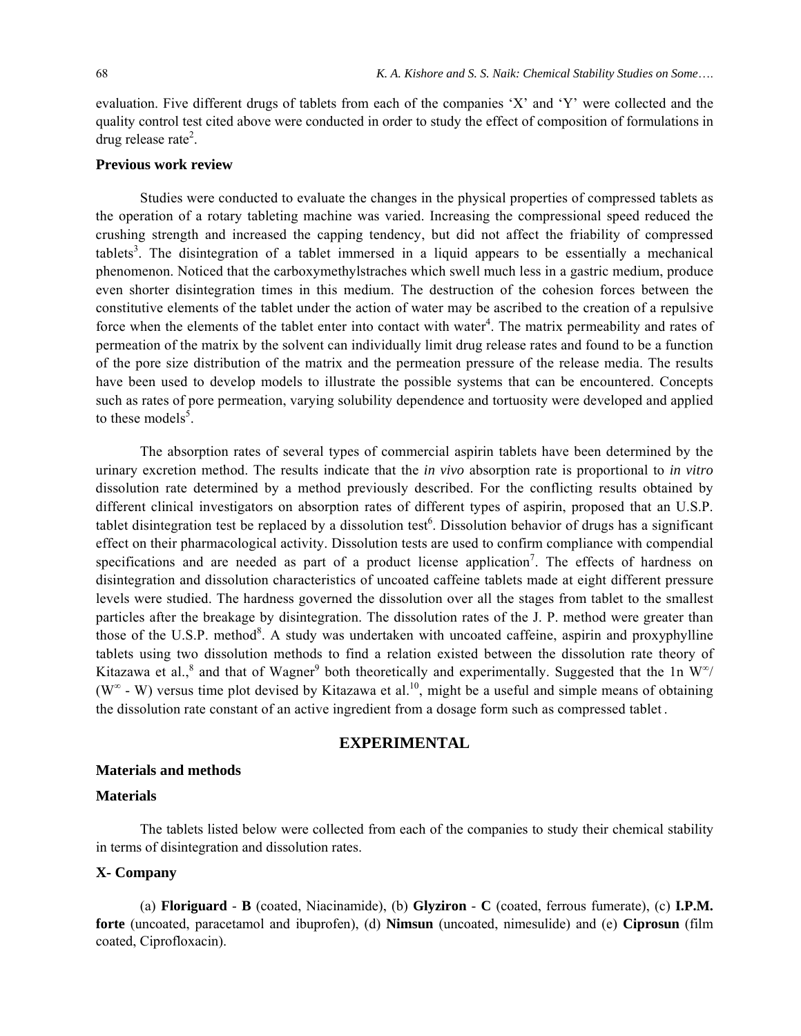evaluation. Five different drugs of tablets from each of the companies 'X' and 'Y' were collected and the quality control test cited above were conducted in order to study the effect of composition of formulations in drug release rate[2].

## Previous work review

Studies were conducted to evaluate the changes in the physical properties of compressed tablets as the operation of a rotary tableting machine was varied. Increasing the compressional speed reduced the crushing strength and increased the capping tendency, but did not affect the friability of compressed tablets[3]. The disintegration of a tablet immersed in a liquid appears to be essentially a mechanical phenomenon. Noticed that the carboxymethylstraches which swell much less in a gastric medium, produce even shorter disintegration times in this medium. The destruction of the cohesion forces between the constitutive elements of the tablet under the action of water may be ascribed to the creation of a repulsive force when the elements of the tablet enter into contact with water[4]. The matrix permeability and rates of permeation of the matrix by the solvent can individually limit drug release rates and found to be a function of the pore size distribution of the matrix and the permeation pressure of the release media. The results have been used to develop models to illustrate the possible systems that can be encountered. Concepts such as rates of pore permeation, varying solubility dependence and tortuosity were developed and applied to these models[5].

The absorption rates of several types of commercial aspirin tablets have been determined by the urinary excretion method. The results indicate that the *in vivo* absorption rate is proportional to *in vitro* dissolution rate determined by a method previously described. For the conflicting results obtained by different clinical investigators on absorption rates of different types of aspirin, proposed that an U.S.P. tablet disintegration test be replaced by a dissolution test[6]. Dissolution behavior of drugs has a significant effect on their pharmacological activity. Dissolution tests are used to confirm compliance with compendial specifications and are needed as part of a product license application[7]. The effects of hardness on disintegration and dissolution characteristics of uncoated caffeine tablets made at eight different pressure levels were studied. The hardness governed the dissolution over all the stages from tablet to the smallest particles after the breakage by disintegration. The dissolution rates of the J. P. method were greater than those of the U.S.P. method[8]. A study was undertaken with uncoated caffeine, aspirin and proxyphylline tablets using two dissolution methods to find a relation existed between the dissolution rate theory of Kitazawa et al.,[8] and that of Wagner[9] both theoretically and experimentally. Suggested that the $\ln W^{\infty}/(W^{\infty} - W)$ versus time plot devised by Kitazawa et al.[10], might be a useful and simple means of obtaining the dissolution rate constant of an active ingredient from a dosage form such as compressed tablet.

# EXPERIMENTAL

## Materials and methods

### Materials

The tablets listed below were collected from each of the companies to study their chemical stability in terms of disintegration and dissolution rates.

### X- Company

(a) **Floriguard** - **B** (coated, Niacinamide), (b) **Glyziron** - **C** (coated, ferrous fumerate), (c) **I.P.M. forte** (uncoated, paracetamol and ibuprofen), (d) **Nimsun** (uncoated, nimesulide) and (e) **Ciprosun** (film coated, Ciprofloxacin).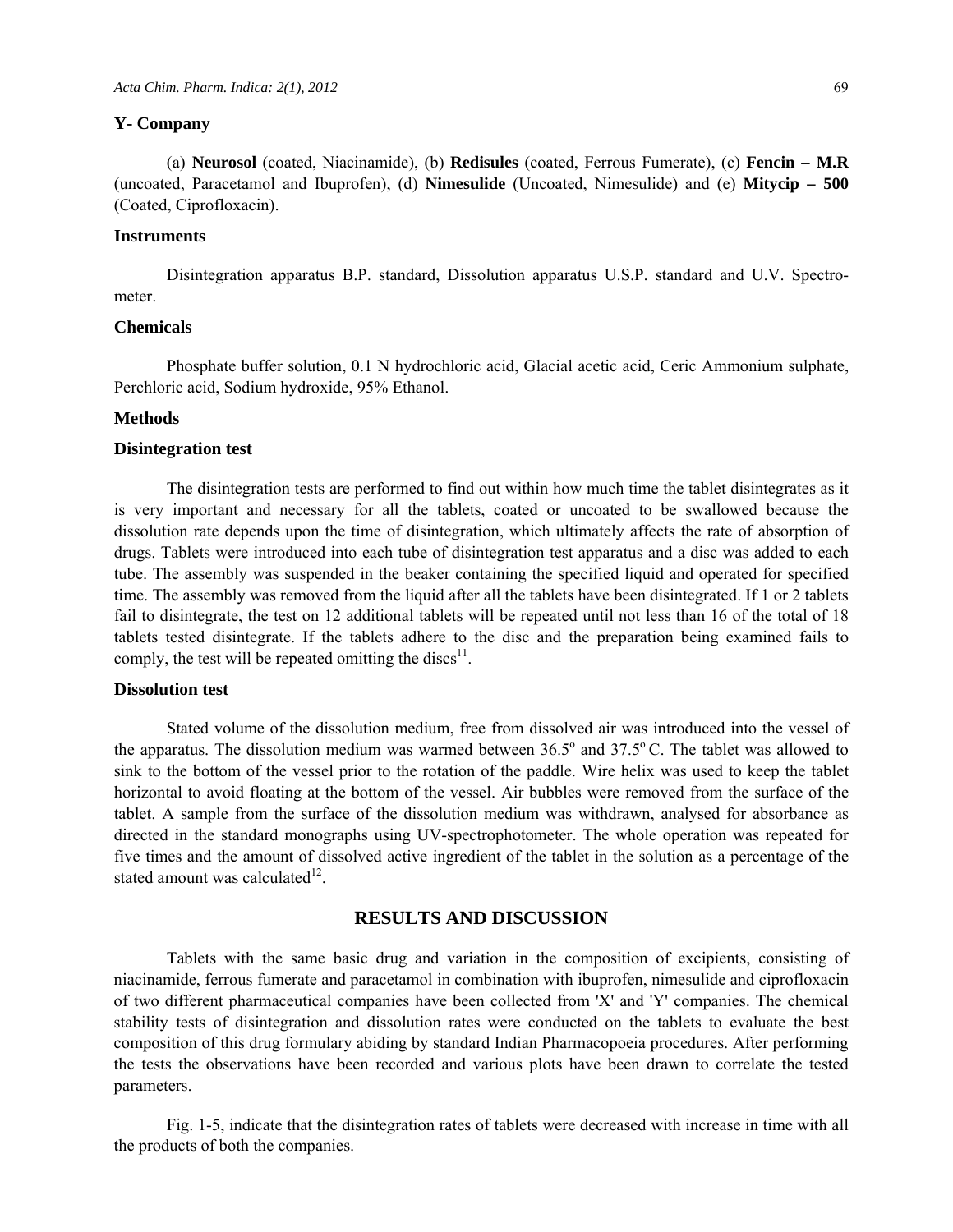### Y- Company

(a) **Neurosol** (coated, Niacinamide), (b) **Redisules** (coated, Ferrous Fumerate), (c) **Fencin – M.R** (uncoated, Paracetamol and Ibuprofen), (d) **Nimesulide** (Uncoated, Nimesulide) and (e) **Mitycip – 500** (Coated, Ciprofloxacin).

### Instruments

Disintegration apparatus B.P. standard, Dissolution apparatus U.S.P. standard and U.V. Spectrometer.

### Chemicals

Phosphate buffer solution, 0.1 N hydrochloric acid, Glacial acetic acid, Ceric Ammonium sulphate, Perchloric acid, Sodium hydroxide, 95% Ethanol.

### Methods

### Disintegration test

The disintegration tests are performed to find out within how much time the tablet disintegrates as it is very important and necessary for all the tablets, coated or uncoated to be swallowed because the dissolution rate depends upon the time of disintegration, which ultimately affects the rate of absorption of drugs. Tablets were introduced into each tube of disintegration test apparatus and a disc was added to each tube. The assembly was suspended in the beaker containing the specified liquid and operated for specified time. The assembly was removed from the liquid after all the tablets have been disintegrated. If 1 or 2 tablets fail to disintegrate, the test on 12 additional tablets will be repeated until not less than 16 of the total of 18 tablets tested disintegrate. If the tablets adhere to the disc and the preparation being examined fails to comply, the test will be repeated omitting the discs[11].

### Dissolution test

Stated volume of the dissolution medium, free from dissolved air was introduced into the vessel of the apparatus. The dissolution medium was warmed between 36.5$^o$ and 37.5$^o$ C. The tablet was allowed to sink to the bottom of the vessel prior to the rotation of the paddle. Wire helix was used to keep the tablet horizontal to avoid floating at the bottom of the vessel. Air bubbles were removed from the surface of the tablet. A sample from the surface of the dissolution medium was withdrawn, analysed for absorbance as directed in the standard monographs using UV-spectrophotometer. The whole operation was repeated for five times and the amount of dissolved active ingredient of the tablet in the solution as a percentage of the stated amount was calculated[12].

## RESULTS AND DISCUSSION

Tablets with the same basic drug and variation in the composition of excipients, consisting of niacinamide, ferrous fumerate and paracetamol in combination with ibuprofen, nimesulide and ciprofloxacin of two different pharmaceutical companies have been collected from 'X' and 'Y' companies. The chemical stability tests of disintegration and dissolution rates were conducted on the tablets to evaluate the best composition of this drug formulary abiding by standard Indian Pharmacopoeia procedures. After performing the tests the observations have been recorded and various plots have been drawn to correlate the tested parameters.

Fig. 1-5, indicate that the disintegration rates of tablets were decreased with increase in time with all the products of both the companies.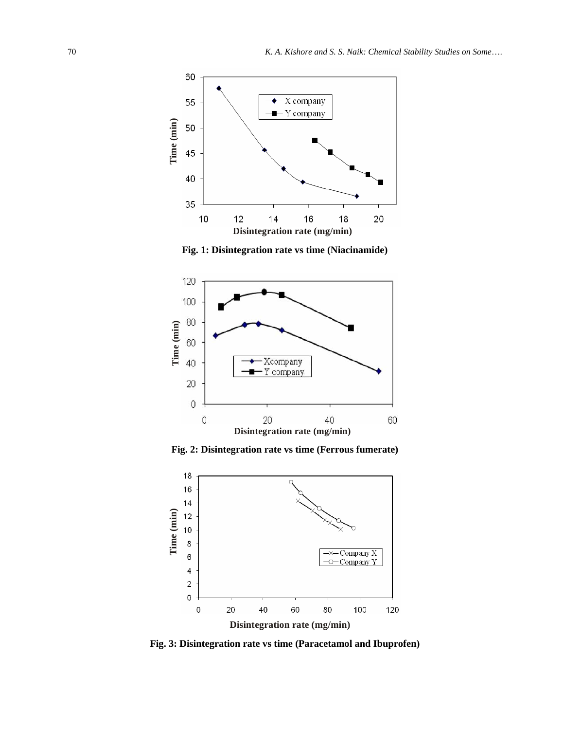Fig. 1: Disintegration rate vs time (Niacinamide)

Fig. 2: Disintegration rate vs time (Ferrous fumerate)

Fig. 3: Disintegration rate vs time (Paracetamol and Ibuprofen)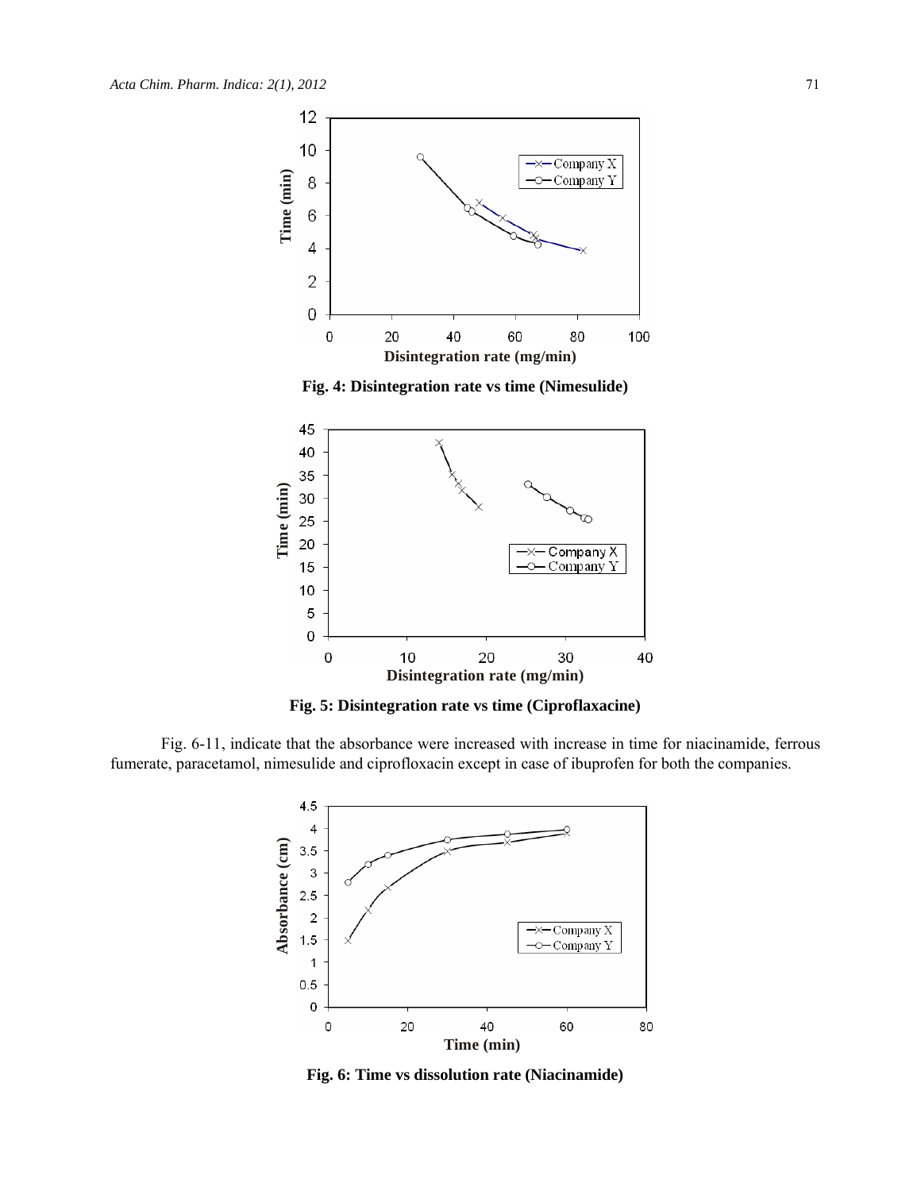**Fig. 4: Disintegration rate vs time (Nimesulide)**

**Fig. 5: Disintegration rate vs time (Ciproflaxacine)**

Fig. 6-11, indicate that the absorbance were increased with increase in time for niacinamide, ferrous fumerate, paracetamol, nimesulide and ciprofloxacin except in case of ibuprofen for both the companies.

**Fig. 6: Time vs dissolution rate (Niacinamide)**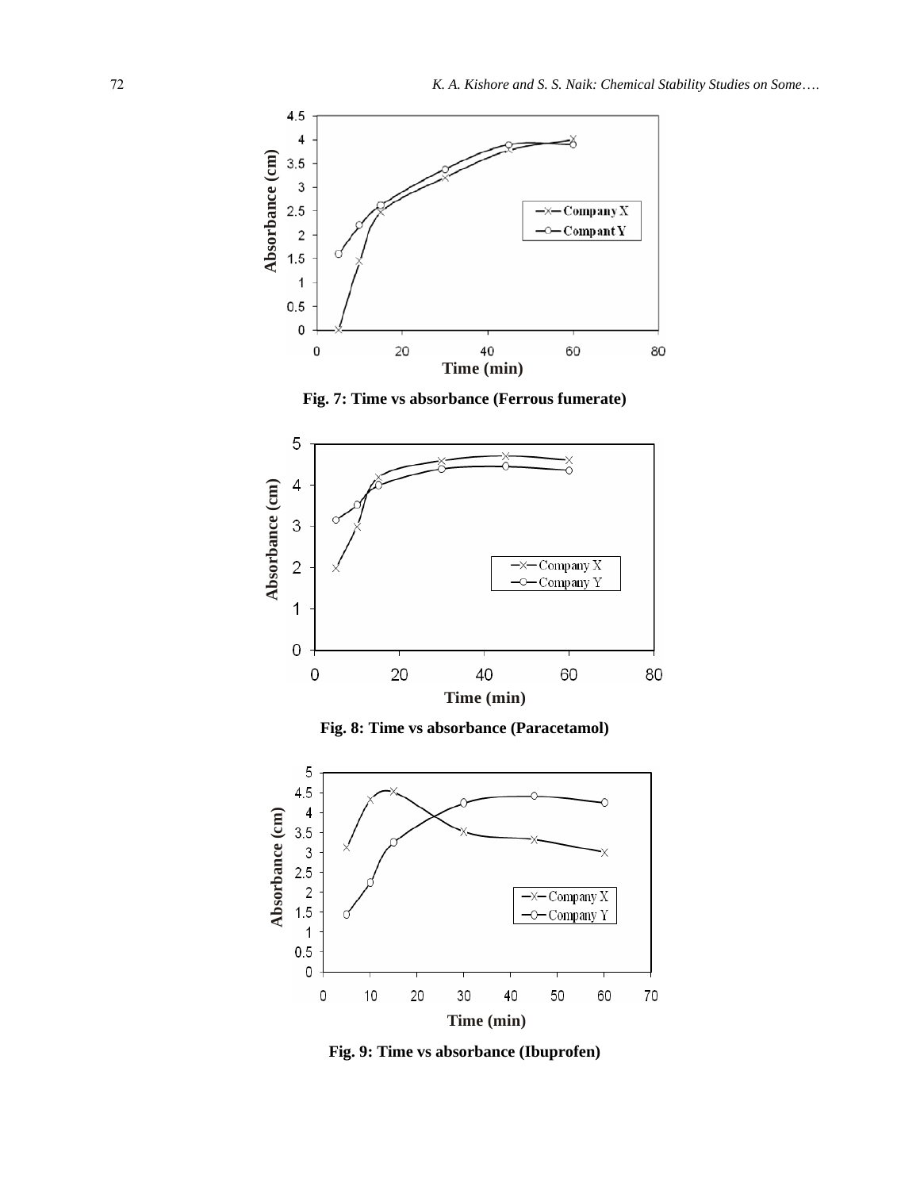Fig. 7: Time vs absorbance (Ferrous fumerate)

Fig. 8: Time vs absorbance (Paracetamol)

Fig. 9: Time vs absorbance (Ibuprofen)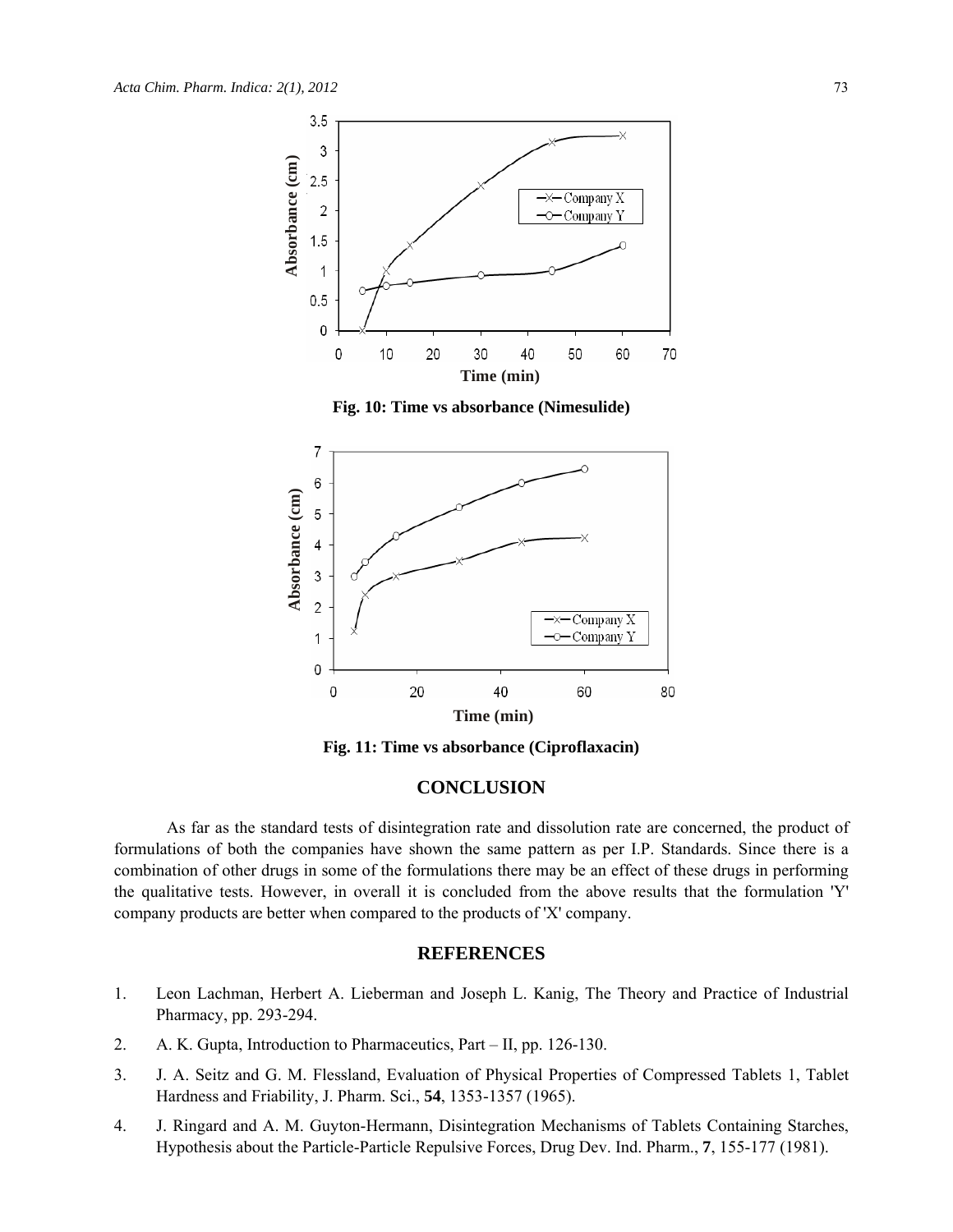Fig. 10: Time vs absorbance (Nimesulide)

Fig. 11: Time vs absorbance (Ciproflaxacin)

## CONCLUSION

As far as the standard tests of disintegration rate and dissolution rate are concerned, the product of formulations of both the companies have shown the same pattern as per I.P. Standards. Since there is a combination of other drugs in some of the formulations there may be an effect of these drugs in performing the qualitative tests. However, in overall it is concluded from the above results that the formulation 'Y' company products are better when compared to the products of 'X' company.

## REFERENCES

1. Leon Lachman, Herbert A. Lieberman and Joseph L. Kanig, The Theory and Practice of Industrial Pharmacy, pp. 293-294.
2. A. K. Gupta, Introduction to Pharmaceutics, Part – II, pp. 126-130.
3. J. A. Seitz and G. M. Flessland, Evaluation of Physical Properties of Compressed Tablets 1, Tablet Hardness and Friability, J. Pharm. Sci., **54**, 1353-1357 (1965).
4. J. Ringard and A. M. Guyton-Hermann, Disintegration Mechanisms of Tablets Containing Starches, Hypothesis about the Particle-Particle Repulsive Forces, Drug Dev. Ind. Pharm., **7**, 155-177 (1981).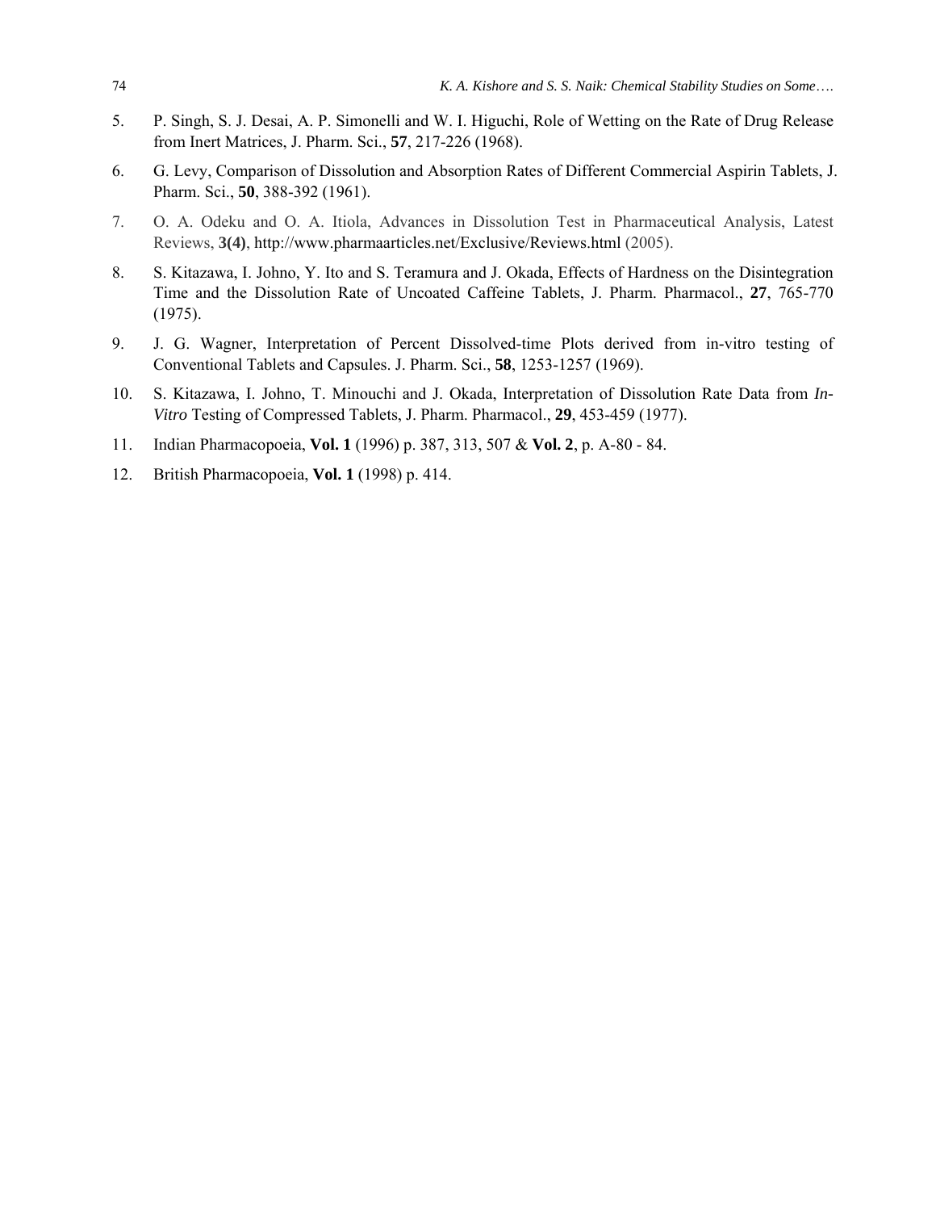5. P. Singh, S. J. Desai, A. P. Simonelli and W. I. Higuchi, Role of Wetting on the Rate of Drug Release from Inert Matrices, J. Pharm. Sci., **57**, 217-226 (1968).

6. G. Levy, Comparison of Dissolution and Absorption Rates of Different Commercial Aspirin Tablets, J. Pharm. Sci., **50**, 388-392 (1961).

7. O. A. Odeku and O. A. Itiola, Advances in Dissolution Test in Pharmaceutical Analysis, Latest Reviews, **3(4)**, http://www.pharmaarticles.net/Exclusive/Reviews.html (2005).

8. S. Kitazawa, I. Johno, Y. Ito and S. Teramura and J. Okada, Effects of Hardness on the Disintegration Time and the Dissolution Rate of Uncoated Caffeine Tablets, J. Pharm. Pharmacol., **27**, 765-770 (1975).

9. J. G. Wagner, Interpretation of Percent Dissolved-time Plots derived from in-vitro testing of Conventional Tablets and Capsules. J. Pharm. Sci., **58**, 1253-1257 (1969).

10. S. Kitazawa, I. Johno, T. Minouchi and J. Okada, Interpretation of Dissolution Rate Data from *In-Vitro* Testing of Compressed Tablets, J. Pharm. Pharmacol., **29**, 453-459 (1977).

11. Indian Pharmacopoeia, **Vol. 1** (1996) p. 387, 313, 507 & **Vol. 2**, p. A-80 - 84.

12. British Pharmacopoeia, **Vol. 1** (1998) p. 414.